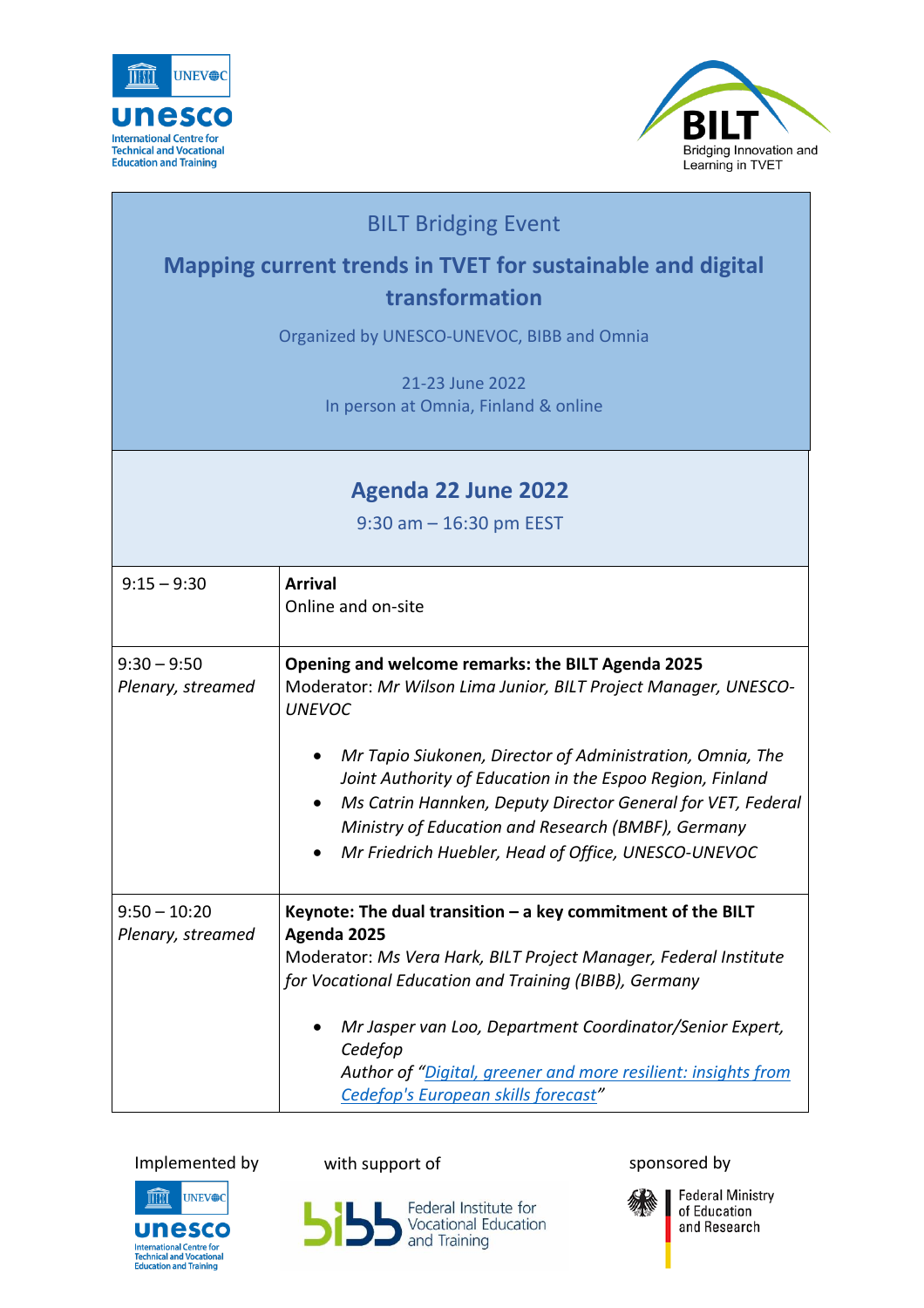UNESCO UNEVOC – International Centre for Technical and Vocational Education and Training

BILT – Bridging Innovation and Learning in TVET

# BILT Bridging Event

## Mapping current trends in TVET for sustainable and digital transformation

Organized by UNESCO-UNEVOC, BIBB and Omnia

21-23 June 2022
In person at Omnia, Finland & online

## Agenda 22 June 2022

9:30 am – 16:30 pm EEST

| | |
|---|---|
| 9:15 – 9:30 | **Arrival**<br>Online and on-site |
| 9:30 – 9:50<br>*Plenary, streamed* | **Opening and welcome remarks: the BILT Agenda 2025**<br>Moderator: *Mr Wilson Lima Junior, BILT Project Manager, UNESCO-UNEVOC*<br>• *Mr Tapio Siukonen, Director of Administration, Omnia, The Joint Authority of Education in the Espoo Region, Finland*<br>• *Ms Catrin Hannken, Deputy Director General for VET, Federal Ministry of Education and Research (BMBF), Germany*<br>• *Mr Friedrich Huebler, Head of Office, UNESCO-UNEVOC* |
| 9:50 – 10:20<br>*Plenary, streamed* | **Keynote: The dual transition – a key commitment of the BILT Agenda 2025**<br>Moderator: *Ms Vera Hark, BILT Project Manager, Federal Institute for Vocational Education and Training (BIBB), Germany*<br>• *Mr Jasper van Loo, Department Coordinator/Senior Expert, Cedefop*<br>*Author of "Digital, greener and more resilient: insights from Cedefop's European skills forecast"* |

Implemented by UNESCO UNEVOC – International Centre for Technical and Vocational Education and Training

with support of bibb – Federal Institute for Vocational Education and Training

sponsored by Federal Ministry of Education and Research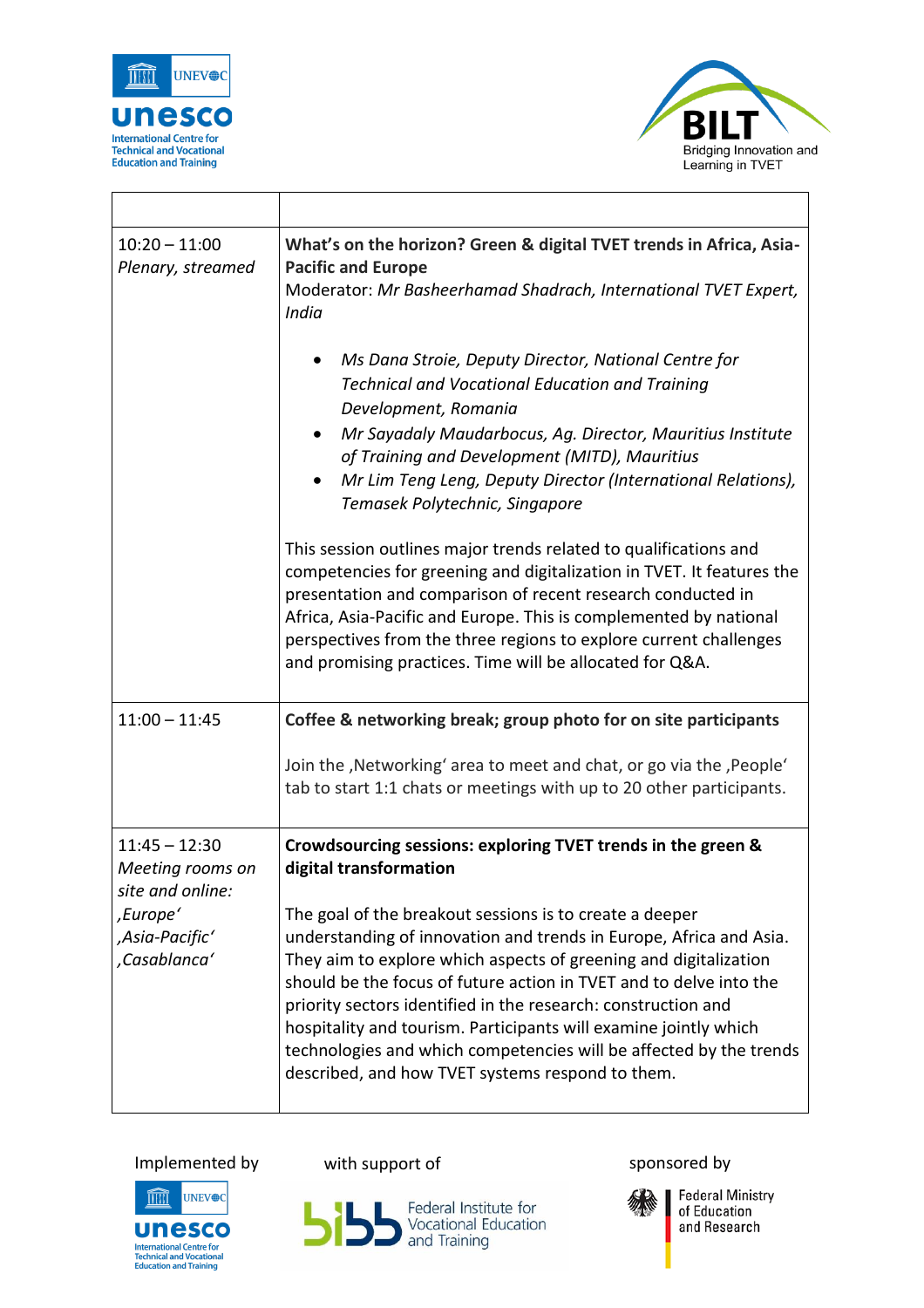| | |
|---|---|
| 10:20 – 11:00<br>*Plenary, streamed* | **What's on the horizon? Green & digital TVET trends in Africa, Asia-Pacific and Europe**<br>Moderator: *Mr Basheerhamad Shadrach, International TVET Expert, India*<br><br>• *Ms Dana Stroie, Deputy Director, National Centre for Technical and Vocational Education and Training Development, Romania*<br>• *Mr Sayadaly Maudarbocus, Ag. Director, Mauritius Institute of Training and Development (MITD), Mauritius*<br>• *Mr Lim Teng Leng, Deputy Director (International Relations), Temasek Polytechnic, Singapore*<br><br>This session outlines major trends related to qualifications and competencies for greening and digitalization in TVET. It features the presentation and comparison of recent research conducted in Africa, Asia-Pacific and Europe. This is complemented by national perspectives from the three regions to explore current challenges and promising practices. Time will be allocated for Q&A. |
| 11:00 – 11:45 | **Coffee & networking break; group photo for on site participants**<br><br>Join the ‚Networking' area to meet and chat, or go via the ‚People' tab to start 1:1 chats or meetings with up to 20 other participants. |
| 11:45 – 12:30<br>*Meeting rooms on site and online:*<br>*‚Europe'*<br>*‚Asia-Pacific'*<br>*‚Casablanca'* | **Crowdsourcing sessions: exploring TVET trends in the green & digital transformation**<br><br>The goal of the breakout sessions is to create a deeper understanding of innovation and trends in Europe, Africa and Asia. They aim to explore which aspects of greening and digitalization should be the focus of future action in TVET and to delve into the priority sectors identified in the research: construction and hospitality and tourism. Participants will examine jointly which technologies and which competencies will be affected by the trends described, and how TVET systems respond to them. |

Implemented by UNESCO-UNEVOC International Centre for Technical and Vocational Education and Training

with support of bibb Federal Institute for Vocational Education and Training

sponsored by Federal Ministry of Education and Research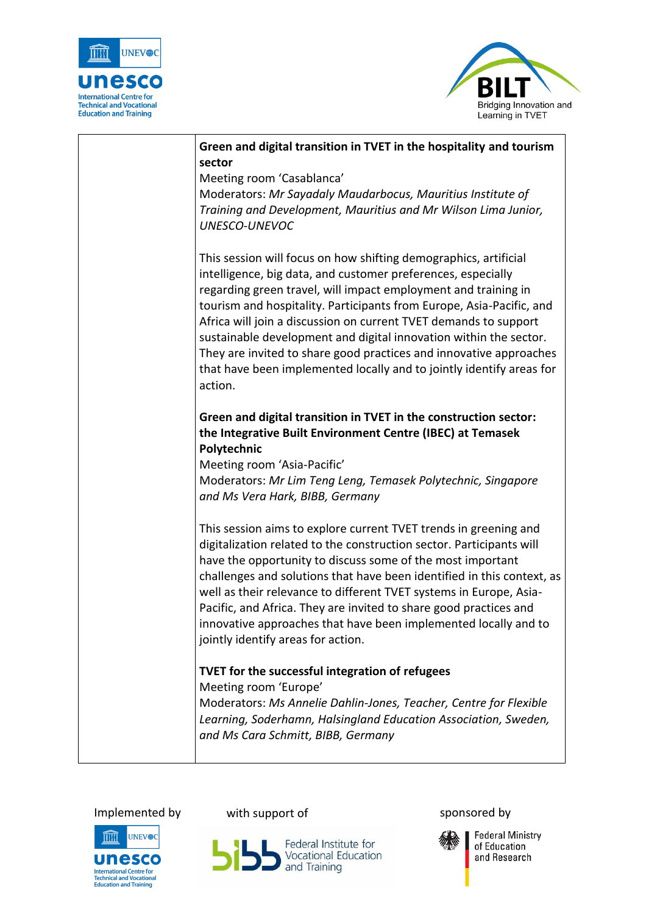| | |
|---|---|
| | **Green and digital transition in TVET in the hospitality and tourism sector**<br>Meeting room 'Casablanca'<br>Moderators: *Mr Sayadaly Maudarbocus, Mauritius Institute of Training and Development, Mauritius and Mr Wilson Lima Junior, UNESCO-UNEVOC*<br><br>This session will focus on how shifting demographics, artificial intelligence, big data, and customer preferences, especially regarding green travel, will impact employment and training in tourism and hospitality. Participants from Europe, Asia-Pacific, and Africa will join a discussion on current TVET demands to support sustainable development and digital innovation within the sector. They are invited to share good practices and innovative approaches that have been implemented locally and to jointly identify areas for action.<br><br>**Green and digital transition in TVET in the construction sector: the Integrative Built Environment Centre (IBEC) at Temasek Polytechnic**<br>Meeting room 'Asia-Pacific'<br>Moderators: *Mr Lim Teng Leng, Temasek Polytechnic, Singapore and Ms Vera Hark, BIBB, Germany*<br><br>This session aims to explore current TVET trends in greening and digitalization related to the construction sector. Participants will have the opportunity to discuss some of the most important challenges and solutions that have been identified in this context, as well as their relevance to different TVET systems in Europe, Asia-Pacific, and Africa. They are invited to share good practices and innovative approaches that have been implemented locally and to jointly identify areas for action.<br><br>**TVET for the successful integration of refugees**<br>Meeting room 'Europe'<br>Moderators: *Ms Annelie Dahlin-Jones, Teacher, Centre for Flexible Learning, Soderhamn, Halsingland Education Association, Sweden, and Ms Cara Schmitt, BIBB, Germany* |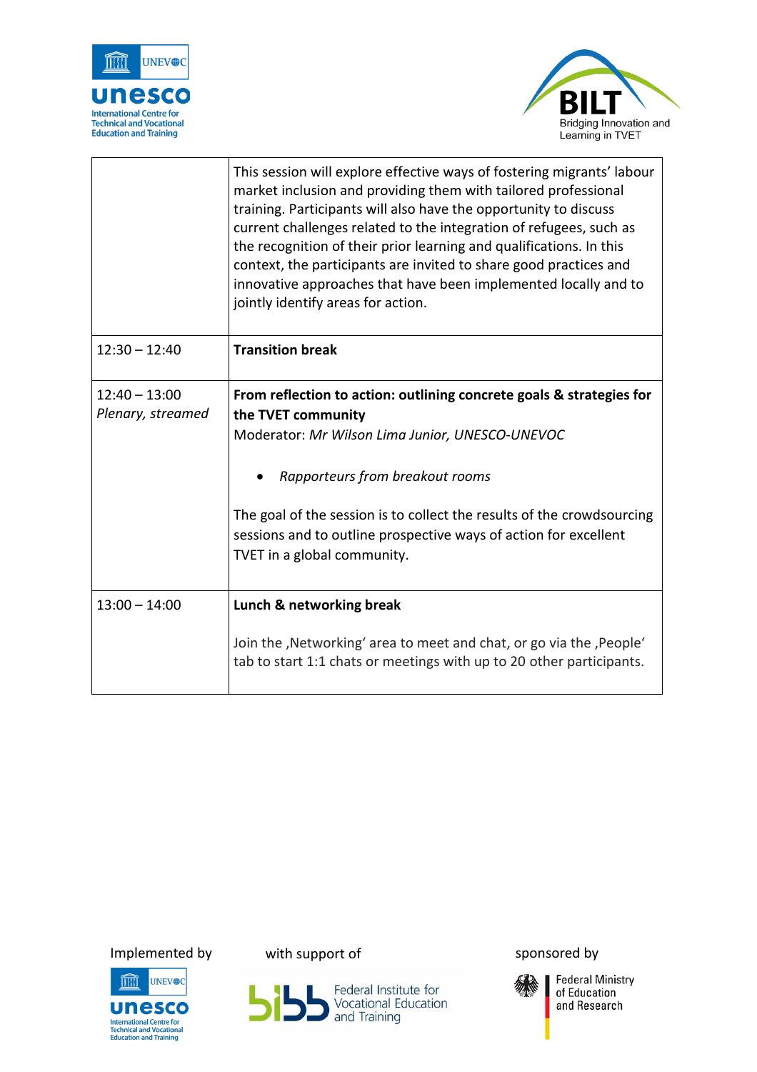| | |
|---|---|
| | This session will explore effective ways of fostering migrants' labour market inclusion and providing them with tailored professional training. Participants will also have the opportunity to discuss current challenges related to the integration of refugees, such as the recognition of their prior learning and qualifications. In this context, the participants are invited to share good practices and innovative approaches that have been implemented locally and to jointly identify areas for action. |
| 12:30 – 12:40 | **Transition break** |
| 12:40 – 13:00<br>*Plenary, streamed* | **From reflection to action: outlining concrete goals & strategies for the TVET community**<br>Moderator: *Mr Wilson Lima Junior, UNESCO-UNEVOC*<br><br>• *Rapporteurs from breakout rooms*<br><br>The goal of the session is to collect the results of the crowdsourcing sessions and to outline prospective ways of action for excellent TVET in a global community. |
| 13:00 – 14:00 | **Lunch & networking break**<br><br>Join the ‚Networking' area to meet and chat, or go via the ‚People' tab to start 1:1 chats or meetings with up to 20 other participants. |

Implemented by UNESCO-UNEVOC International Centre for Technical and Vocational Education and Training

with support of bibb Federal Institute for Vocational Education and Training

sponsored by Federal Ministry of Education and Research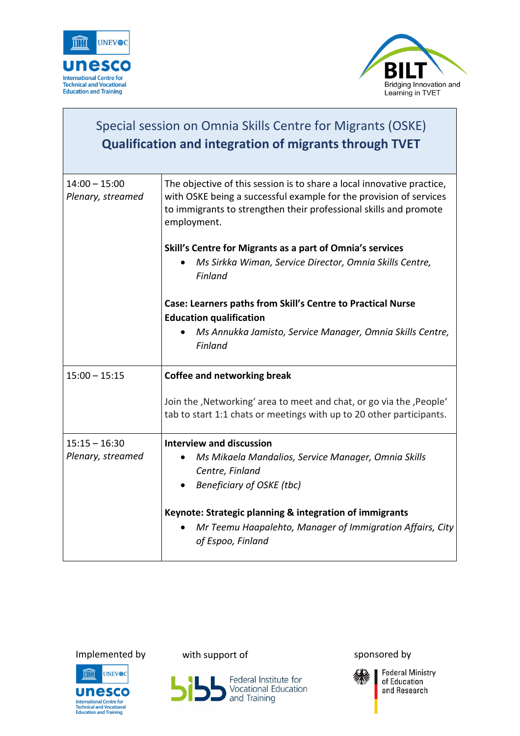## Special session on Omnia Skills Centre for Migrants (OSKE)

## **Qualification and integration of migrants through TVET**

| | |
|---|---|
| 14:00 – 15:00<br>*Plenary, streamed* | The objective of this session is to share a local innovative practice, with OSKE being a successful example for the provision of services to immigrants to strengthen their professional skills and promote employment.<br><br>**Skill's Centre for Migrants as a part of Omnia's services**<br>• *Ms Sirkka Wiman, Service Director, Omnia Skills Centre, Finland*<br><br>**Case: Learners paths from Skill's Centre to Practical Nurse Education qualification**<br>• *Ms Annukka Jamisto, Service Manager, Omnia Skills Centre, Finland* |
| 15:00 – 15:15 | **Coffee and networking break**<br><br>Join the ‚Networking' area to meet and chat, or go via the ‚People' tab to start 1:1 chats or meetings with up to 20 other participants. |
| 15:15 – 16:30<br>*Plenary, streamed* | **Interview and discussion**<br>• *Ms Mikaela Mandalios, Service Manager, Omnia Skills Centre, Finland*<br>• *Beneficiary of OSKE (tbc)*<br><br>**Keynote: Strategic planning & integration of immigrants**<br>• *Mr Teemu Haapalehto, Manager of Immigration Affairs, City of Espoo, Finland* |

Implemented by — with support of — sponsored by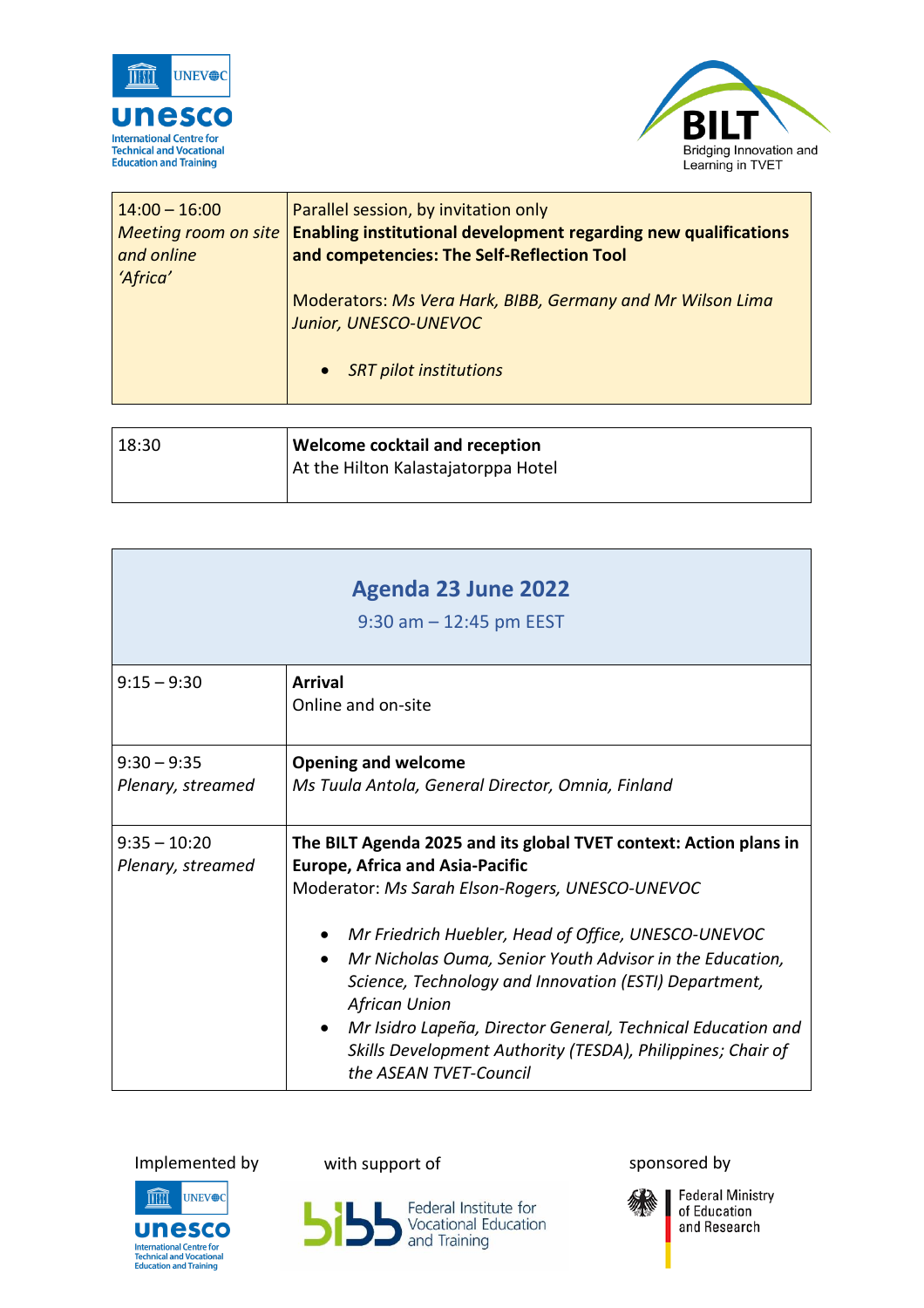| 14:00 – 16:00<br>*Meeting room on site and online ‘Africa’* | Parallel session, by invitation only<br>**Enabling institutional development regarding new qualifications and competencies: The Self-Reflection Tool**<br><br>Moderators: *Ms Vera Hark, BIBB, Germany and Mr Wilson Lima Junior, UNESCO-UNEVOC*<br><br>• *SRT pilot institutions* |
|---|---|

| 18:30 | **Welcome cocktail and reception**<br>At the Hilton Kalastajatorppa Hotel |
|---|---|

## Agenda 23 June 2022

9:30 am – 12:45 pm EEST

| 9:15 – 9:30 | **Arrival**<br>Online and on-site |
|---|---|
| 9:30 – 9:35<br>*Plenary, streamed* | **Opening and welcome**<br>*Ms Tuula Antola, General Director, Omnia, Finland* |
| 9:35 – 10:20<br>*Plenary, streamed* | **The BILT Agenda 2025 and its global TVET context: Action plans in Europe, Africa and Asia-Pacific**<br>Moderator: *Ms Sarah Elson-Rogers, UNESCO-UNEVOC*<br><br>• *Mr Friedrich Huebler, Head of Office, UNESCO-UNEVOC*<br>• *Mr Nicholas Ouma, Senior Youth Advisor in the Education, Science, Technology and Innovation (ESTI) Department, African Union*<br>• *Mr Isidro Lapeña, Director General, Technical Education and Skills Development Authority (TESDA), Philippines; Chair of the ASEAN TVET-Council* |

Implemented by UNESCO-UNEVOC International Centre for Technical and Vocational Education and Training — with support of bibb Federal Institute for Vocational Education and Training — sponsored by Federal Ministry of Education and Research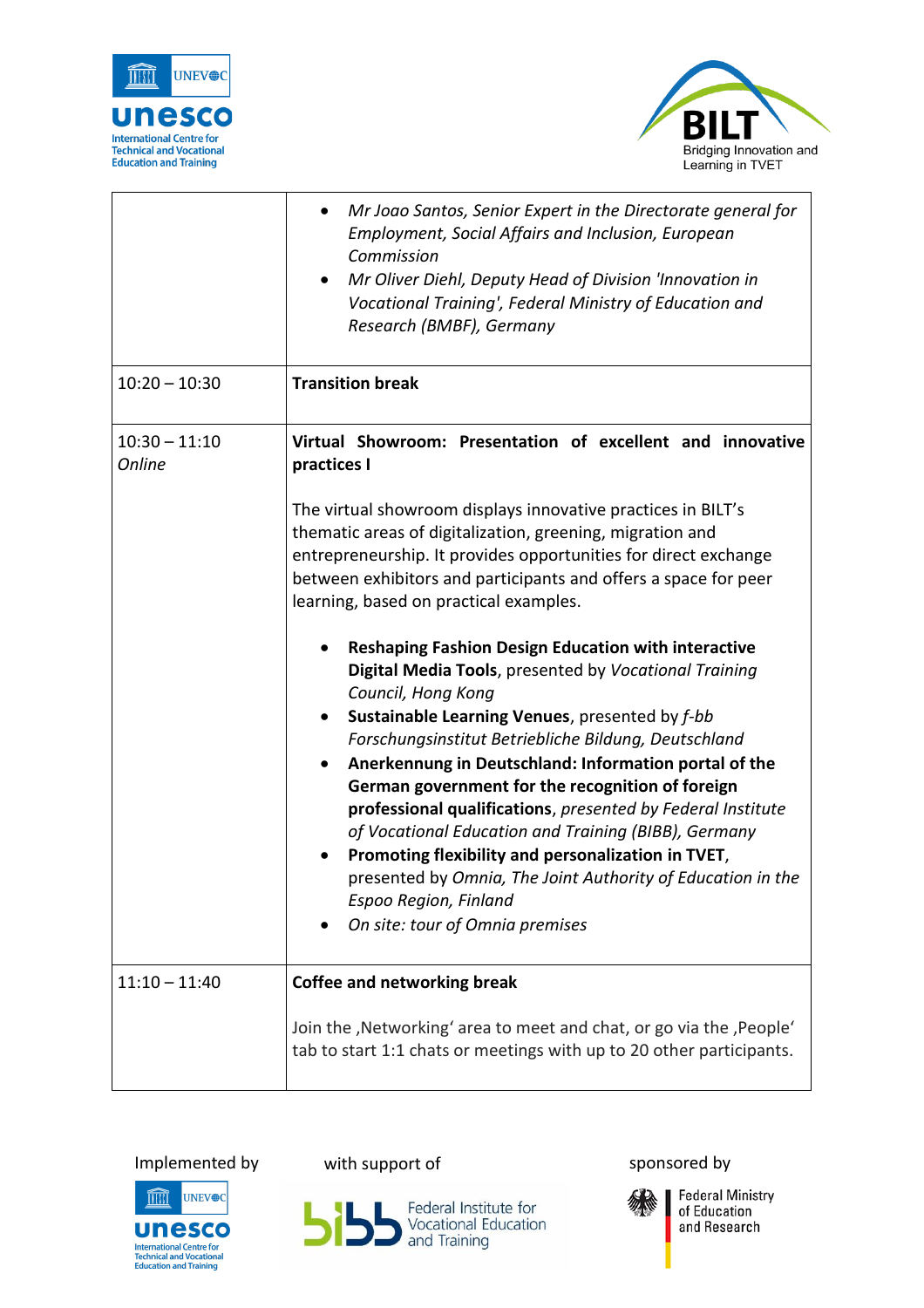| | |
|---|---|
| | • *Mr Joao Santos, Senior Expert in the Directorate general for Employment, Social Affairs and Inclusion, European Commission*<br>• *Mr Oliver Diehl, Deputy Head of Division 'Innovation in Vocational Training', Federal Ministry of Education and Research (BMBF), Germany* |
| 10:20 – 10:30 | **Transition break** |
| 10:30 – 11:10<br>*Online* | **Virtual Showroom: Presentation of excellent and innovative practices I**<br><br>The virtual showroom displays innovative practices in BILT's thematic areas of digitalization, greening, migration and entrepreneurship. It provides opportunities for direct exchange between exhibitors and participants and offers a space for peer learning, based on practical examples.<br><br>• **Reshaping Fashion Design Education with interactive Digital Media Tools**, presented by *Vocational Training Council, Hong Kong*<br>• **Sustainable Learning Venues**, presented by *f-bb Forschungsinstitut Betriebliche Bildung, Deutschland*<br>• **Anerkennung in Deutschland: Information portal of the German government for the recognition of foreign professional qualifications**, *presented by Federal Institute of Vocational Education and Training (BIBB), Germany*<br>• **Promoting flexibility and personalization in TVET**, presented by *Omnia, The Joint Authority of Education in the Espoo Region, Finland*<br>• *On site: tour of Omnia premises* |
| 11:10 – 11:40 | **Coffee and networking break**<br><br>Join the ‚Networking' area to meet and chat, or go via the ‚People' tab to start 1:1 chats or meetings with up to 20 other participants. |

Implemented by UNESCO-UNEVOC International Centre for Technical and Vocational Education and Training — with support of Federal Institute for Vocational Education and Training (BIBB) — sponsored by Federal Ministry of Education and Research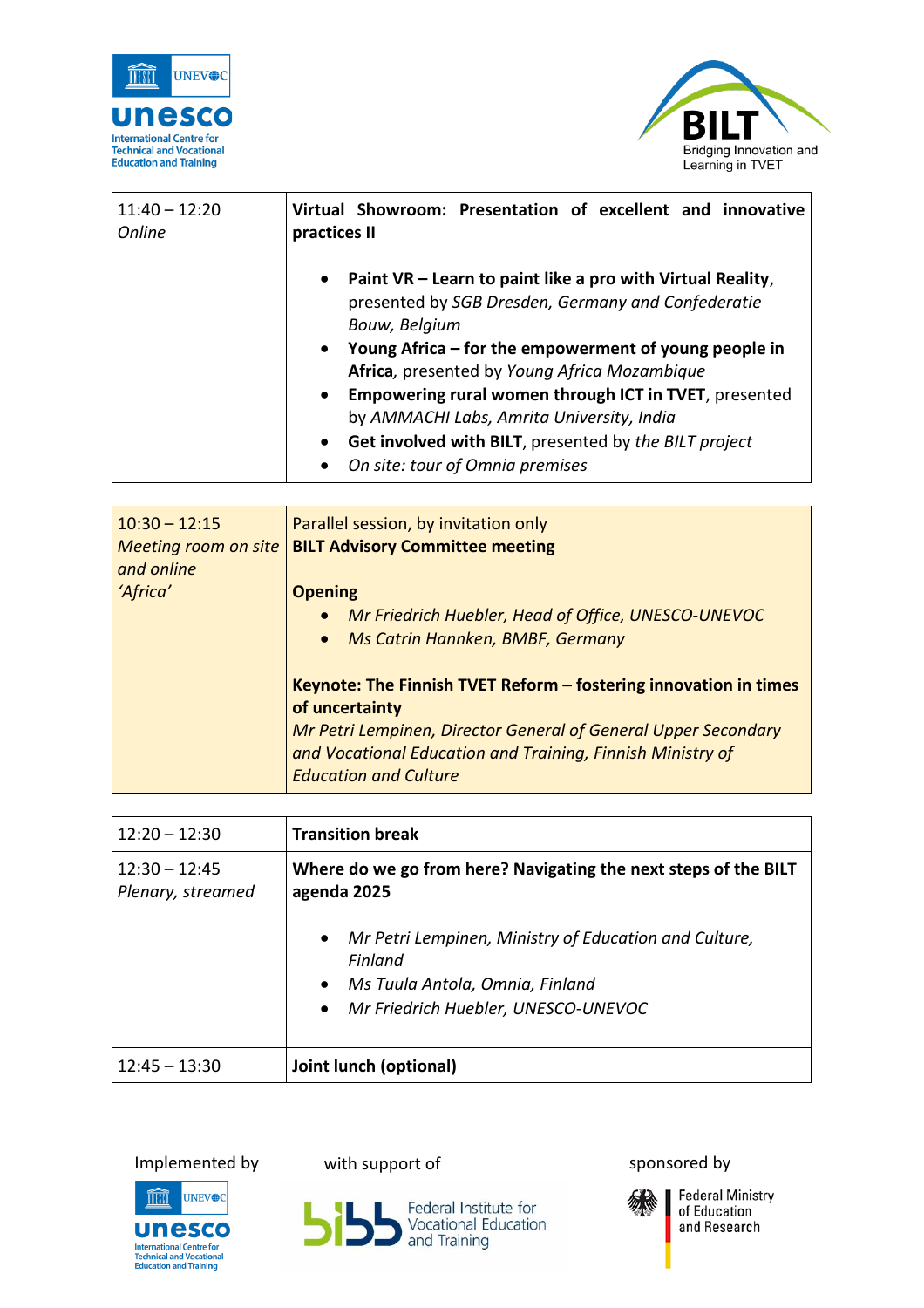| | |
|---|---|
| 11:40 – 12:20 <br> *Online* | **Virtual Showroom: Presentation of excellent and innovative practices II** <br><br> • **Paint VR – Learn to paint like a pro with Virtual Reality**, presented by *SGB Dresden, Germany and Confederatie Bouw, Belgium* <br> • **Young Africa – for the empowerment of young people in Africa**, presented by *Young Africa Mozambique* <br> • **Empowering rural women through ICT in TVET**, presented by *AMMACHI Labs, Amrita University, India* <br> • **Get involved with BILT**, presented by *the BILT project* <br> • *On site: tour of Omnia premises* |

| | |
|---|---|
| 10:30 – 12:15 <br> *Meeting room on site and online 'Africa'* | Parallel session, by invitation only <br> **BILT Advisory Committee meeting** <br><br> **Opening** <br> • *Mr Friedrich Huebler, Head of Office, UNESCO-UNEVOC* <br> • *Ms Catrin Hannken, BMBF, Germany* <br><br> **Keynote: The Finnish TVET Reform – fostering innovation in times of uncertainty** <br> *Mr Petri Lempinen, Director General of General Upper Secondary and Vocational Education and Training, Finnish Ministry of Education and Culture* |

| | |
|---|---|
| 12:20 – 12:30 | **Transition break** |
| 12:30 – 12:45 <br> *Plenary, streamed* | **Where do we go from here? Navigating the next steps of the BILT agenda 2025** <br><br> • *Mr Petri Lempinen, Ministry of Education and Culture, Finland* <br> • *Ms Tuula Antola, Omnia, Finland* <br> • *Mr Friedrich Huebler, UNESCO-UNEVOC* |
| 12:45 – 13:30 | **Joint lunch (optional)** |

Implemented by

with support of

sponsored by